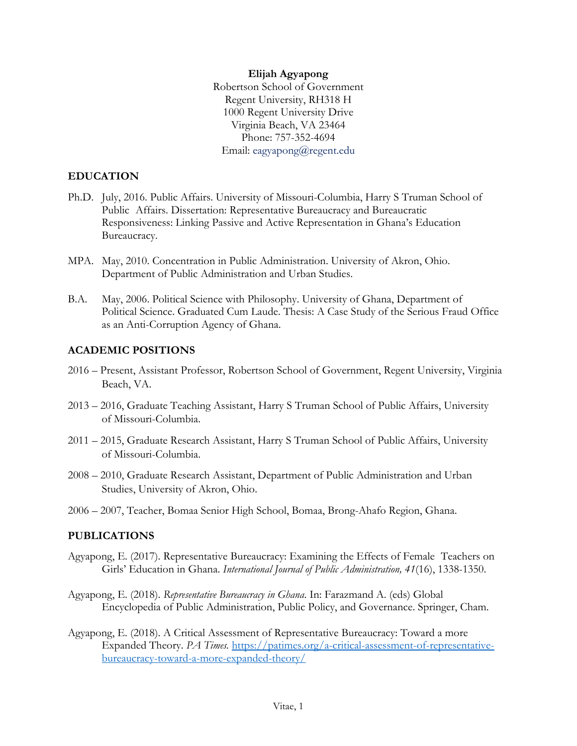**Elijah Agyapong**
Robertson School of Government
Regent University, RH318 H
1000 Regent University Drive
Virginia Beach, VA 23464
Phone: 757-352-4694
Email: eagyapong@regent.edu

## EDUCATION

Ph.D. July, 2016. Public Affairs. University of Missouri-Columbia, Harry S Truman School of Public Affairs. Dissertation: Representative Bureaucracy and Bureaucratic Responsiveness: Linking Passive and Active Representation in Ghana's Education Bureaucracy.

MPA. May, 2010. Concentration in Public Administration. University of Akron, Ohio. Department of Public Administration and Urban Studies.

B.A. May, 2006. Political Science with Philosophy. University of Ghana, Department of Political Science. Graduated Cum Laude. Thesis: A Case Study of the Serious Fraud Office as an Anti-Corruption Agency of Ghana.

## ACADEMIC POSITIONS

2016 – Present, Assistant Professor, Robertson School of Government, Regent University, Virginia Beach, VA.

2013 – 2016, Graduate Teaching Assistant, Harry S Truman School of Public Affairs, University of Missouri-Columbia.

2011 – 2015, Graduate Research Assistant, Harry S Truman School of Public Affairs, University of Missouri-Columbia.

2008 – 2010, Graduate Research Assistant, Department of Public Administration and Urban Studies, University of Akron, Ohio.

2006 – 2007, Teacher, Bomaa Senior High School, Bomaa, Brong-Ahafo Region, Ghana.

## PUBLICATIONS

Agyapong, E. (2017). Representative Bureaucracy: Examining the Effects of Female Teachers on Girls' Education in Ghana. *International Journal of Public Administration, 41*(16), 1338-1350.

Agyapong, E. (2018). *Representative Bureaucracy in Ghana*. In: Farazmand A. (eds) Global Encyclopedia of Public Administration, Public Policy, and Governance. Springer, Cham.

Agyapong, E. (2018). A Critical Assessment of Representative Bureaucracy: Toward a more Expanded Theory. *PA Times*. https://patimes.org/a-critical-assessment-of-representative-bureaucracy-toward-a-more-expanded-theory/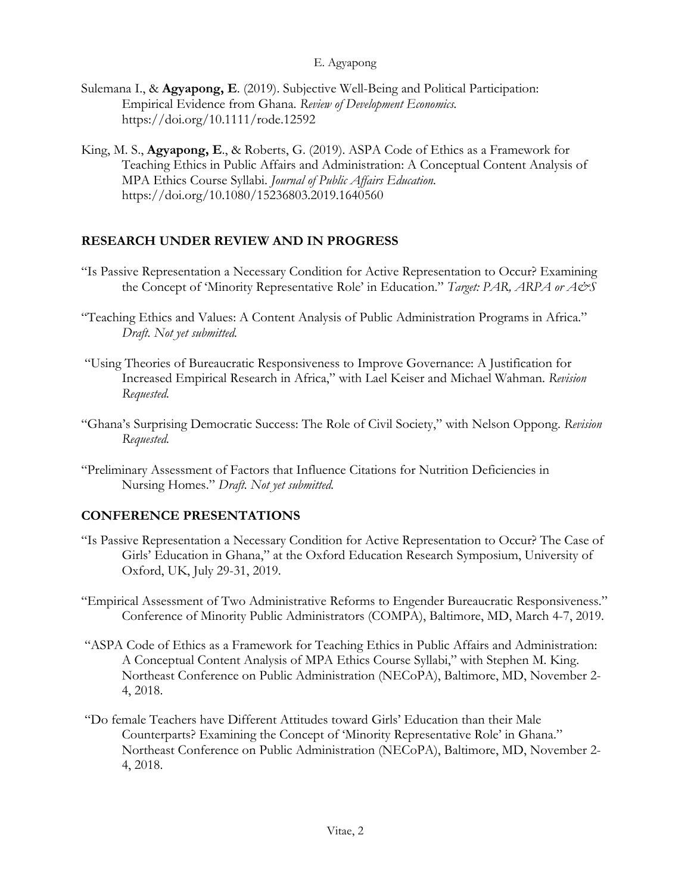Sulemana I., & **Agyapong, E**. (2019). Subjective Well-Being and Political Participation: Empirical Evidence from Ghana. *Review of Development Economics.* https://doi.org/10.1111/rode.12592

King, M. S., **Agyapong, E**., & Roberts, G. (2019). ASPA Code of Ethics as a Framework for Teaching Ethics in Public Affairs and Administration: A Conceptual Content Analysis of MPA Ethics Course Syllabi. *Journal of Public Affairs Education.* https://doi.org/10.1080/15236803.2019.1640560

## RESEARCH UNDER REVIEW AND IN PROGRESS

"Is Passive Representation a Necessary Condition for Active Representation to Occur? Examining the Concept of 'Minority Representative Role' in Education." *Target: PAR, ARPA or A&S*

"Teaching Ethics and Values: A Content Analysis of Public Administration Programs in Africa." *Draft. Not yet submitted.*

"Using Theories of Bureaucratic Responsiveness to Improve Governance: A Justification for Increased Empirical Research in Africa," with Lael Keiser and Michael Wahman. *Revision Requested.*

"Ghana's Surprising Democratic Success: The Role of Civil Society," with Nelson Oppong. *Revision Requested.*

"Preliminary Assessment of Factors that Influence Citations for Nutrition Deficiencies in Nursing Homes." *Draft. Not yet submitted.*

## CONFERENCE PRESENTATIONS

"Is Passive Representation a Necessary Condition for Active Representation to Occur? The Case of Girls' Education in Ghana," at the Oxford Education Research Symposium, University of Oxford, UK, July 29-31, 2019.

"Empirical Assessment of Two Administrative Reforms to Engender Bureaucratic Responsiveness." Conference of Minority Public Administrators (COMPA), Baltimore, MD, March 4-7, 2019.

"ASPA Code of Ethics as a Framework for Teaching Ethics in Public Affairs and Administration: A Conceptual Content Analysis of MPA Ethics Course Syllabi," with Stephen M. King. Northeast Conference on Public Administration (NECoPA), Baltimore, MD, November 2-4, 2018.

"Do female Teachers have Different Attitudes toward Girls' Education than their Male Counterparts? Examining the Concept of 'Minority Representative Role' in Ghana." Northeast Conference on Public Administration (NECoPA), Baltimore, MD, November 2-4, 2018.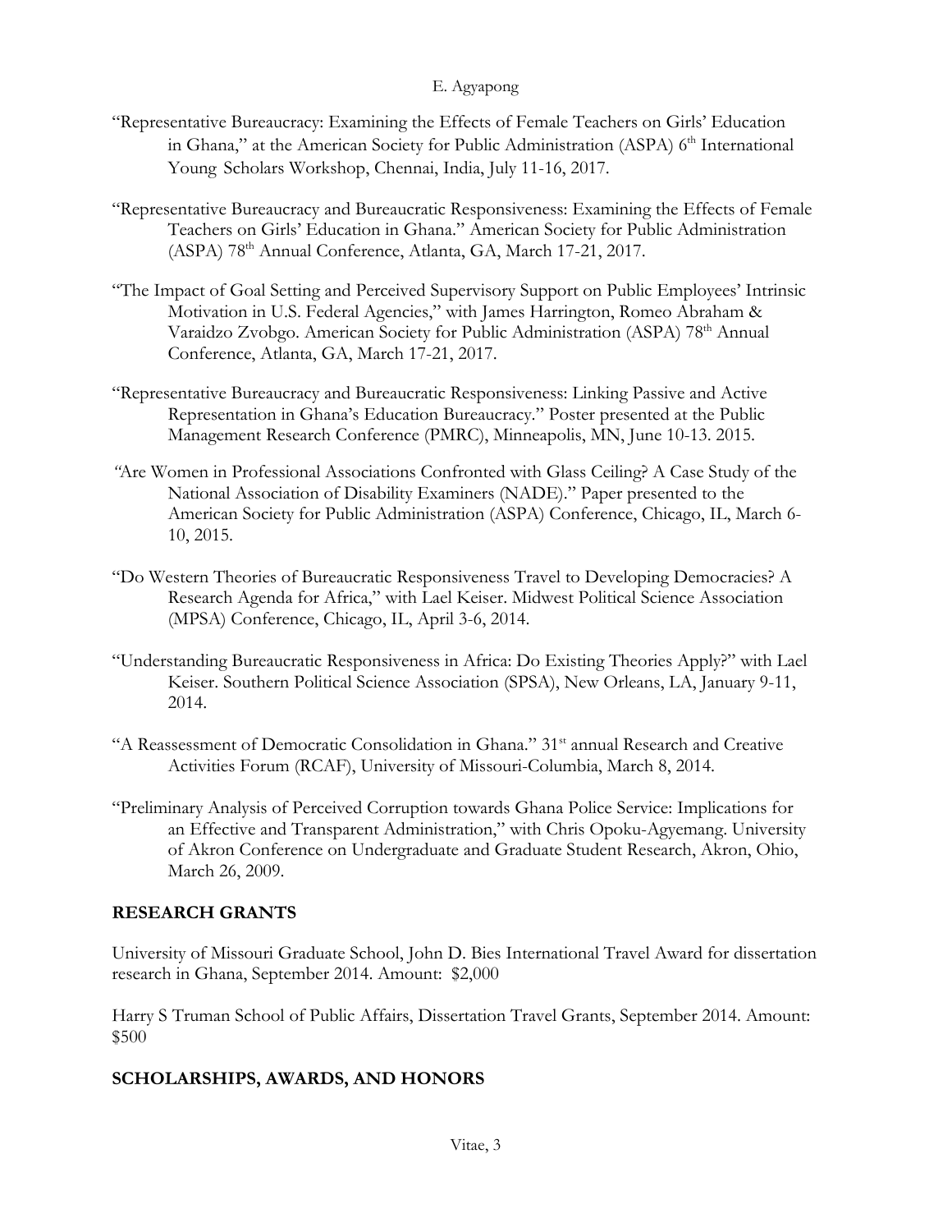"Representative Bureaucracy: Examining the Effects of Female Teachers on Girls' Education in Ghana," at the American Society for Public Administration (ASPA) 6th International Young Scholars Workshop, Chennai, India, July 11-16, 2017.

"Representative Bureaucracy and Bureaucratic Responsiveness: Examining the Effects of Female Teachers on Girls' Education in Ghana." American Society for Public Administration (ASPA) 78th Annual Conference, Atlanta, GA, March 17-21, 2017.

"The Impact of Goal Setting and Perceived Supervisory Support on Public Employees' Intrinsic Motivation in U.S. Federal Agencies," with James Harrington, Romeo Abraham & Varaidzo Zvobgo. American Society for Public Administration (ASPA) 78th Annual Conference, Atlanta, GA, March 17-21, 2017.

"Representative Bureaucracy and Bureaucratic Responsiveness: Linking Passive and Active Representation in Ghana's Education Bureaucracy." Poster presented at the Public Management Research Conference (PMRC), Minneapolis, MN, June 10-13. 2015.

"Are Women in Professional Associations Confronted with Glass Ceiling? A Case Study of the National Association of Disability Examiners (NADE)." Paper presented to the American Society for Public Administration (ASPA) Conference, Chicago, IL, March 6-10, 2015.

"Do Western Theories of Bureaucratic Responsiveness Travel to Developing Democracies? A Research Agenda for Africa," with Lael Keiser. Midwest Political Science Association (MPSA) Conference, Chicago, IL, April 3-6, 2014.

"Understanding Bureaucratic Responsiveness in Africa: Do Existing Theories Apply?" with Lael Keiser. Southern Political Science Association (SPSA), New Orleans, LA, January 9-11, 2014.

"A Reassessment of Democratic Consolidation in Ghana." 31st annual Research and Creative Activities Forum (RCAF), University of Missouri-Columbia, March 8, 2014.

"Preliminary Analysis of Perceived Corruption towards Ghana Police Service: Implications for an Effective and Transparent Administration," with Chris Opoku-Agyemang. University of Akron Conference on Undergraduate and Graduate Student Research, Akron, Ohio, March 26, 2009.

## RESEARCH GRANTS

University of Missouri Graduate School, John D. Bies International Travel Award for dissertation research in Ghana, September 2014. Amount: $2,000

Harry S Truman School of Public Affairs, Dissertation Travel Grants, September 2014. Amount: $500

## SCHOLARSHIPS, AWARDS, AND HONORS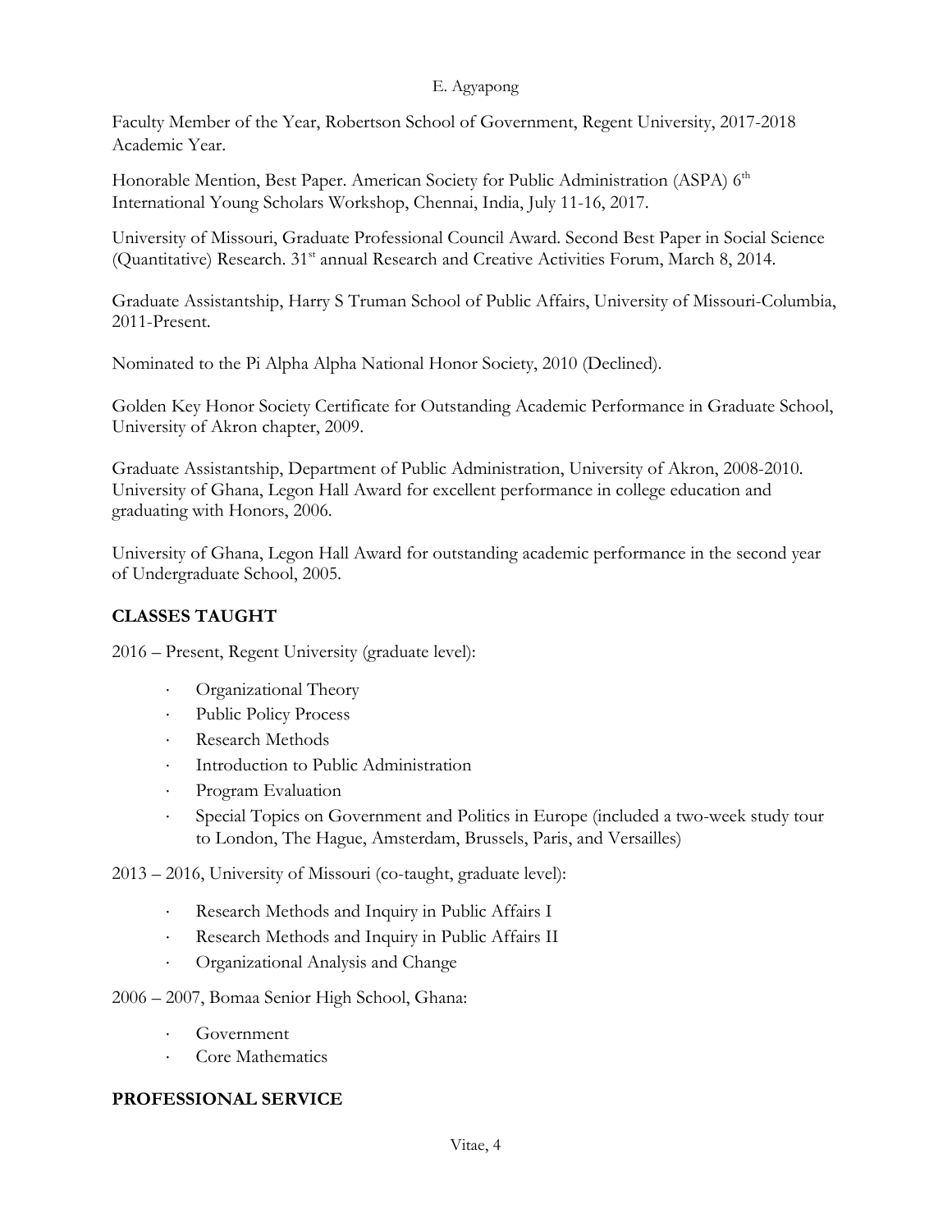Faculty Member of the Year, Robertson School of Government, Regent University, 2017-2018 Academic Year.

Honorable Mention, Best Paper. American Society for Public Administration (ASPA) 6th International Young Scholars Workshop, Chennai, India, July 11-16, 2017.

University of Missouri, Graduate Professional Council Award. Second Best Paper in Social Science (Quantitative) Research. 31st annual Research and Creative Activities Forum, March 8, 2014.

Graduate Assistantship, Harry S Truman School of Public Affairs, University of Missouri-Columbia, 2011-Present.

Nominated to the Pi Alpha Alpha National Honor Society, 2010 (Declined).

Golden Key Honor Society Certificate for Outstanding Academic Performance in Graduate School, University of Akron chapter, 2009.

Graduate Assistantship, Department of Public Administration, University of Akron, 2008-2010.
University of Ghana, Legon Hall Award for excellent performance in college education and graduating with Honors, 2006.

University of Ghana, Legon Hall Award for outstanding academic performance in the second year of Undergraduate School, 2005.

## CLASSES TAUGHT

2016 – Present, Regent University (graduate level):

- Organizational Theory
- Public Policy Process
- Research Methods
- Introduction to Public Administration
- Program Evaluation
- Special Topics on Government and Politics in Europe (included a two-week study tour to London, The Hague, Amsterdam, Brussels, Paris, and Versailles)

2013 – 2016, University of Missouri (co-taught, graduate level):

- Research Methods and Inquiry in Public Affairs I
- Research Methods and Inquiry in Public Affairs II
- Organizational Analysis and Change

2006 – 2007, Bomaa Senior High School, Ghana:

- Government
- Core Mathematics

## PROFESSIONAL SERVICE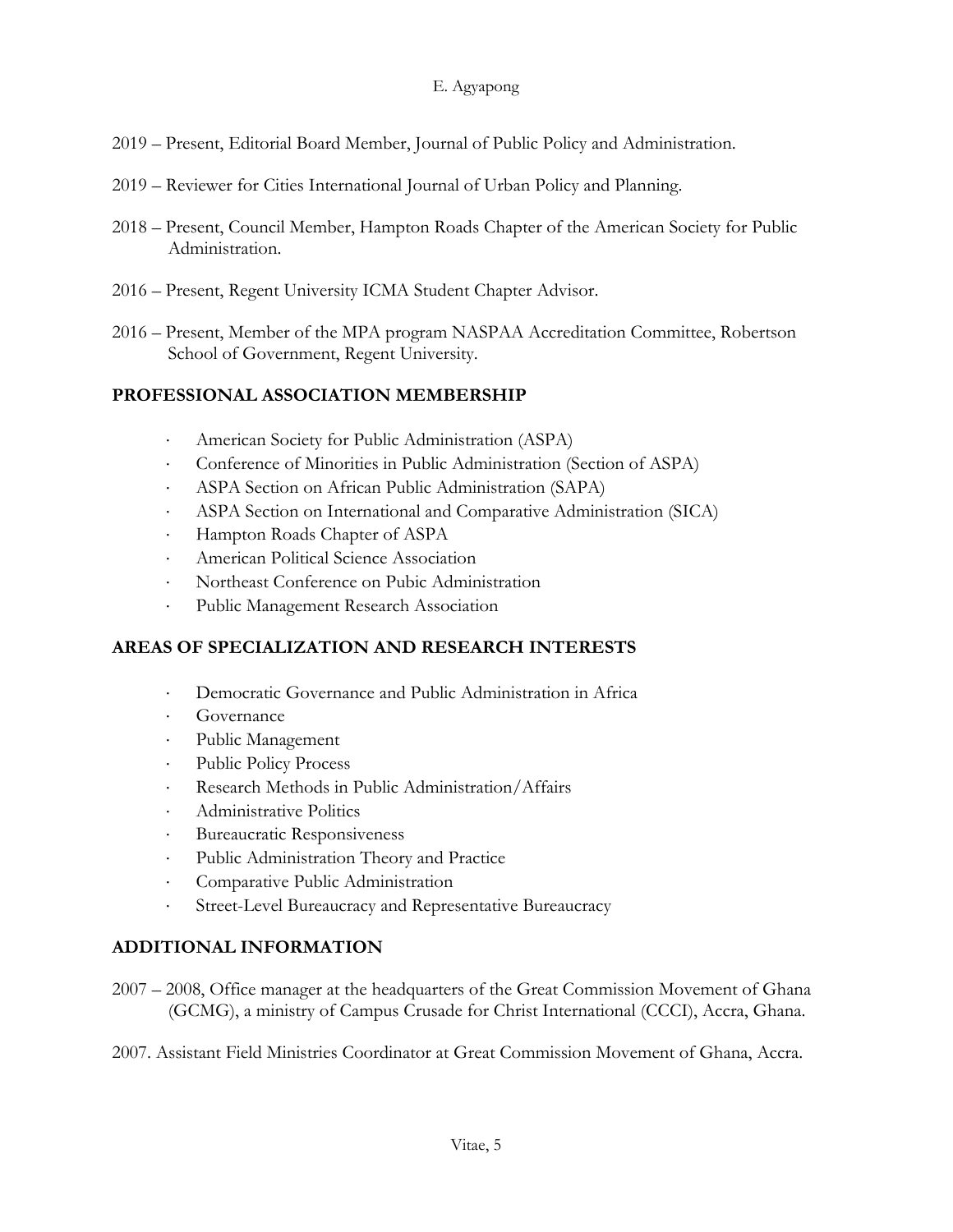2019 – Present, Editorial Board Member, Journal of Public Policy and Administration.

2019 – Reviewer for Cities International Journal of Urban Policy and Planning.

2018 – Present, Council Member, Hampton Roads Chapter of the American Society for Public Administration.

2016 – Present, Regent University ICMA Student Chapter Advisor.

2016 – Present, Member of the MPA program NASPAA Accreditation Committee, Robertson School of Government, Regent University.

## PROFESSIONAL ASSOCIATION MEMBERSHIP

- American Society for Public Administration (ASPA)
- Conference of Minorities in Public Administration (Section of ASPA)
- ASPA Section on African Public Administration (SAPA)
- ASPA Section on International and Comparative Administration (SICA)
- Hampton Roads Chapter of ASPA
- American Political Science Association
- Northeast Conference on Pubic Administration
- Public Management Research Association

## AREAS OF SPECIALIZATION AND RESEARCH INTERESTS

- Democratic Governance and Public Administration in Africa
- Governance
- Public Management
- Public Policy Process
- Research Methods in Public Administration/Affairs
- Administrative Politics
- Bureaucratic Responsiveness
- Public Administration Theory and Practice
- Comparative Public Administration
- Street-Level Bureaucracy and Representative Bureaucracy

## ADDITIONAL INFORMATION

2007 – 2008, Office manager at the headquarters of the Great Commission Movement of Ghana (GCMG), a ministry of Campus Crusade for Christ International (CCCI), Accra, Ghana.

2007. Assistant Field Ministries Coordinator at Great Commission Movement of Ghana, Accra.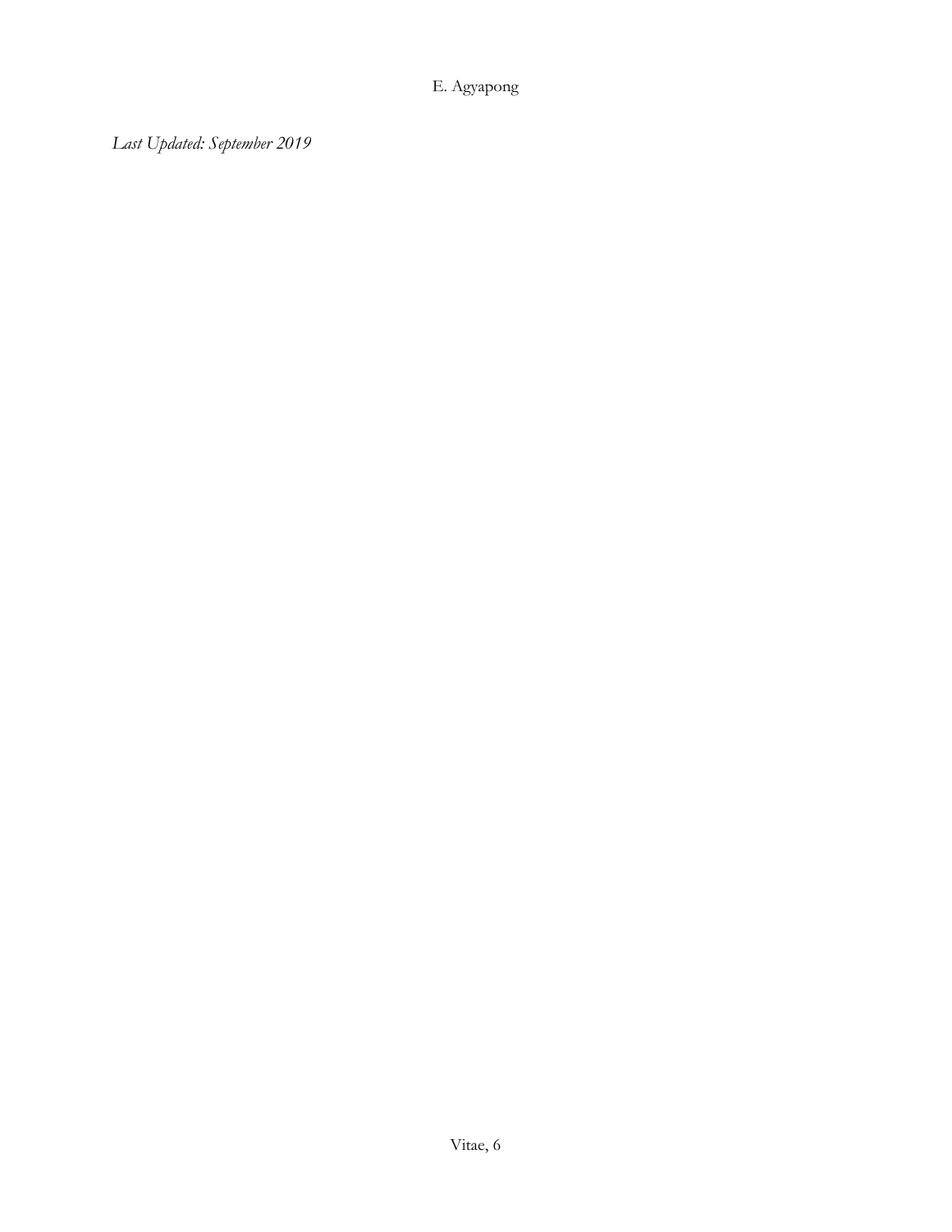*Last Updated: September 2019*